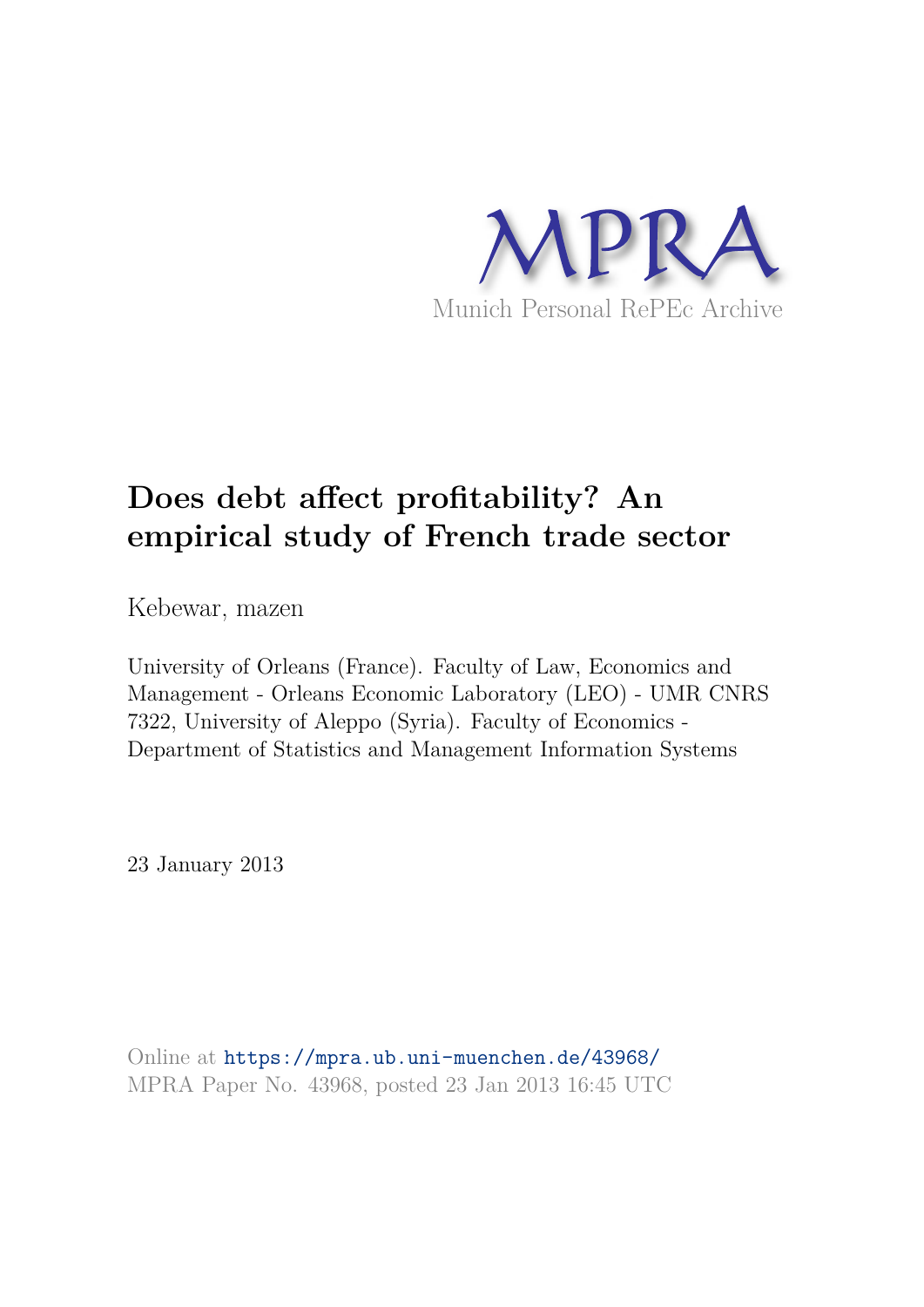MPRA

Munich Personal RePEc Archive

# Does debt affect profitability? An empirical study of French trade sector

Kebewar, mazen

University of Orleans (France). Faculty of Law, Economics and Management - Orleans Economic Laboratory (LEO) - UMR CNRS 7322, University of Aleppo (Syria). Faculty of Economics - Department of Statistics and Management Information Systems

23 January 2013

Online at https://mpra.ub.uni-muenchen.de/43968/
MPRA Paper No. 43968, posted 23 Jan 2013 16:45 UTC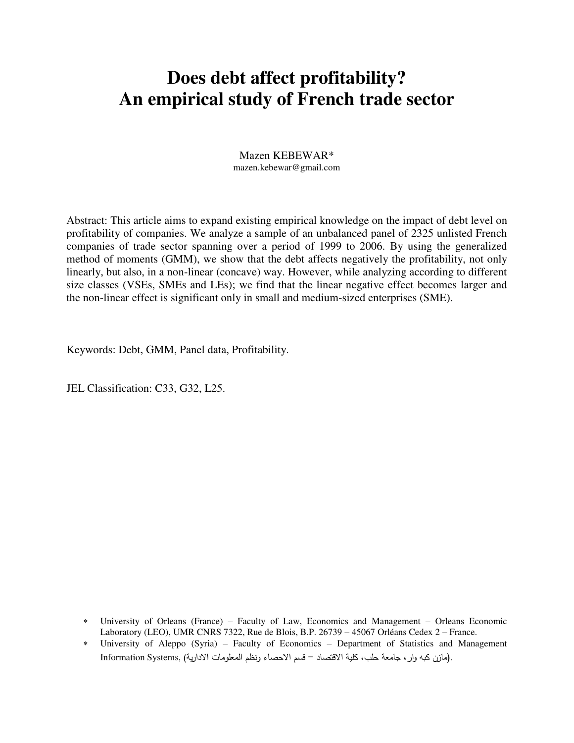# Does debt affect profitability?
# An empirical study of French trade sector

Mazen KEBEWAR*
mazen.kebewar@gmail.com

Abstract: This article aims to expand existing empirical knowledge on the impact of debt level on profitability of companies. We analyze a sample of an unbalanced panel of 2325 unlisted French companies of trade sector spanning over a period of 1999 to 2006. By using the generalized method of moments (GMM), we show that the debt affects negatively the profitability, not only linearly, but also, in a non-linear (concave) way. However, while analyzing according to different size classes (VSEs, SMEs and LEs); we find that the linear negative effect becomes larger and the non-linear effect is significant only in small and medium-sized enterprises (SME).

Keywords: Debt, GMM, Panel data, Profitability.

JEL Classification: C33, G32, L25.

* University of Orleans (France) – Faculty of Law, Economics and Management – Orleans Economic Laboratory (LEO), UMR CNRS 7322, Rue de Blois, B.P. 26739 – 45067 Orléans Cedex 2 – France.
* University of Aleppo (Syria) – Faculty of Economics – Department of Statistics and Management Information Systems, (مازن كبه وار، جامعة حلب، كلية الاقتصاد – قسم الاحصاء ونظم المعلومات الادارية).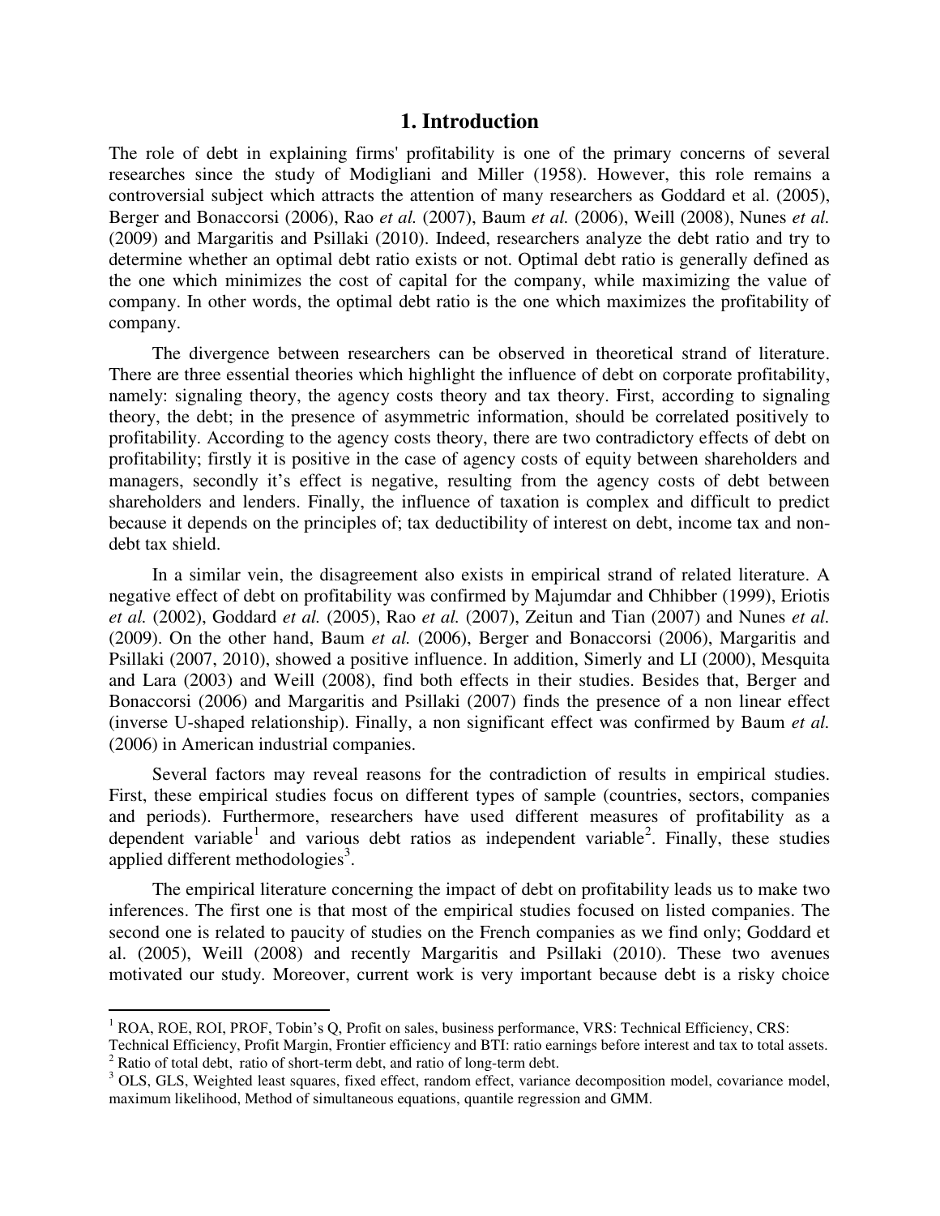# 1. Introduction

The role of debt in explaining firms' profitability is one of the primary concerns of several researches since the study of Modigliani and Miller (1958). However, this role remains a controversial subject which attracts the attention of many researchers as Goddard et al. (2005), Berger and Bonaccorsi (2006), Rao *et al.* (2007), Baum *et al.* (2006), Weill (2008), Nunes *et al.* (2009) and Margaritis and Psillaki (2010). Indeed, researchers analyze the debt ratio and try to determine whether an optimal debt ratio exists or not. Optimal debt ratio is generally defined as the one which minimizes the cost of capital for the company, while maximizing the value of company. In other words, the optimal debt ratio is the one which maximizes the profitability of company.

The divergence between researchers can be observed in theoretical strand of literature. There are three essential theories which highlight the influence of debt on corporate profitability, namely: signaling theory, the agency costs theory and tax theory. First, according to signaling theory, the debt; in the presence of asymmetric information, should be correlated positively to profitability. According to the agency costs theory, there are two contradictory effects of debt on profitability; firstly it is positive in the case of agency costs of equity between shareholders and managers, secondly it's effect is negative, resulting from the agency costs of debt between shareholders and lenders. Finally, the influence of taxation is complex and difficult to predict because it depends on the principles of; tax deductibility of interest on debt, income tax and non-debt tax shield.

In a similar vein, the disagreement also exists in empirical strand of related literature. A negative effect of debt on profitability was confirmed by Majumdar and Chhibber (1999), Eriotis *et al.* (2002), Goddard *et al.* (2005), Rao *et al.* (2007), Zeitun and Tian (2007) and Nunes *et al.* (2009). On the other hand, Baum *et al.* (2006), Berger and Bonaccorsi (2006), Margaritis and Psillaki (2007, 2010), showed a positive influence. In addition, Simerly and LI (2000), Mesquita and Lara (2003) and Weill (2008), find both effects in their studies. Besides that, Berger and Bonaccorsi (2006) and Margaritis and Psillaki (2007) finds the presence of a non linear effect (inverse U-shaped relationship). Finally, a non significant effect was confirmed by Baum *et al.* (2006) in American industrial companies.

Several factors may reveal reasons for the contradiction of results in empirical studies. First, these empirical studies focus on different types of sample (countries, sectors, companies and periods). Furthermore, researchers have used different measures of profitability as a dependent variable[1] and various debt ratios as independent variable[2]. Finally, these studies applied different methodologies[3].

The empirical literature concerning the impact of debt on profitability leads us to make two inferences. The first one is that most of the empirical studies focused on listed companies. The second one is related to paucity of studies on the French companies as we find only; Goddard et al. (2005), Weill (2008) and recently Margaritis and Psillaki (2010). These two avenues motivated our study. Moreover, current work is very important because debt is a risky choice

---

[1] ROA, ROE, ROI, PROF, Tobin's Q, Profit on sales, business performance, VRS: Technical Efficiency, CRS: Technical Efficiency, Profit Margin, Frontier efficiency and BTI: ratio earnings before interest and tax to total assets.

[2] Ratio of total debt, ratio of short-term debt, and ratio of long-term debt.

[3] OLS, GLS, Weighted least squares, fixed effect, random effect, variance decomposition model, covariance model, maximum likelihood, Method of simultaneous equations, quantile regression and GMM.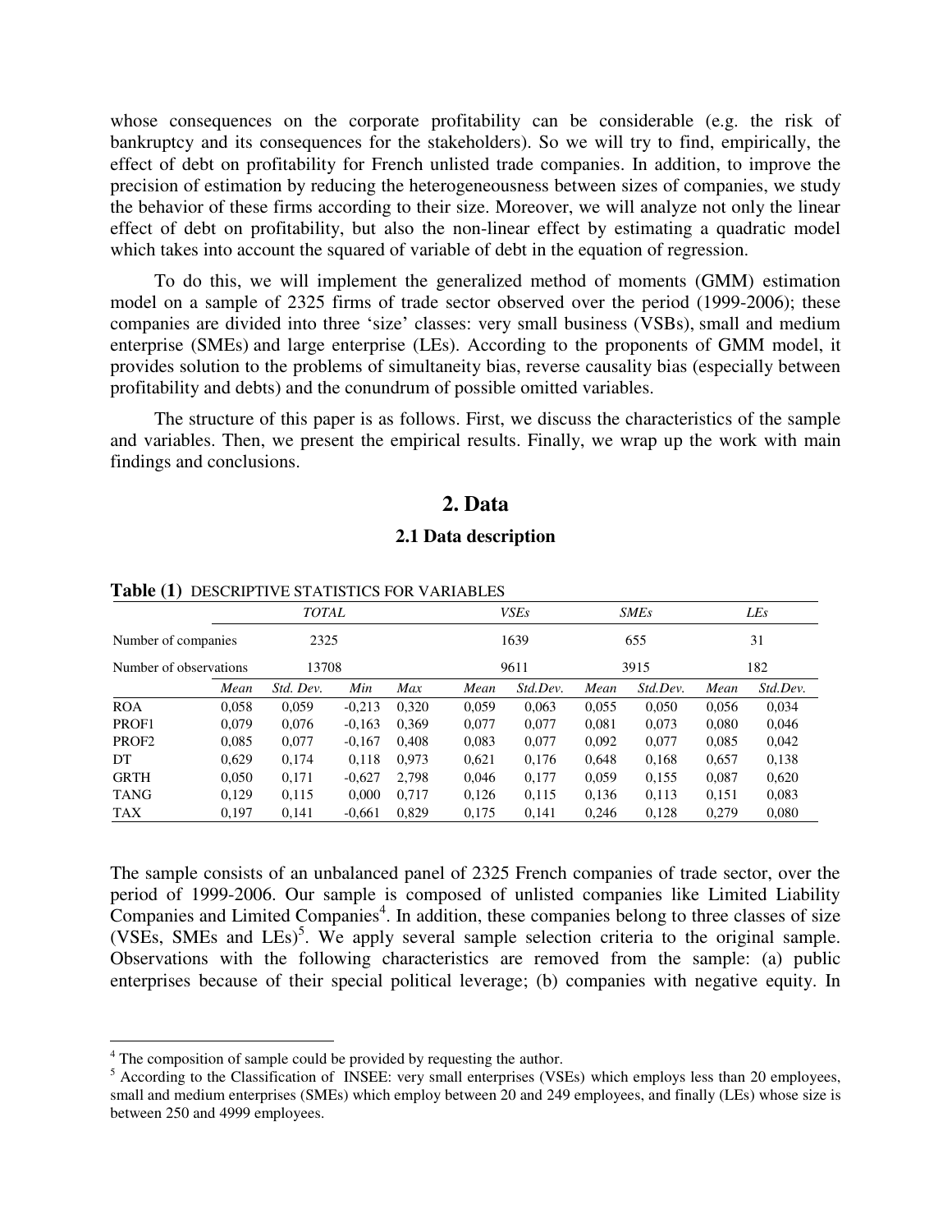whose consequences on the corporate profitability can be considerable (e.g. the risk of bankruptcy and its consequences for the stakeholders). So we will try to find, empirically, the effect of debt on profitability for French unlisted trade companies. In addition, to improve the precision of estimation by reducing the heterogeneousness between sizes of companies, we study the behavior of these firms according to their size. Moreover, we will analyze not only the linear effect of debt on profitability, but also the non-linear effect by estimating a quadratic model which takes into account the squared of variable of debt in the equation of regression.

To do this, we will implement the generalized method of moments (GMM) estimation model on a sample of 2325 firms of trade sector observed over the period (1999-2006); these companies are divided into three 'size' classes: very small business (VSBs), small and medium enterprise (SMEs) and large enterprise (LEs). According to the proponents of GMM model, it provides solution to the problems of simultaneity bias, reverse causality bias (especially between profitability and debts) and the conundrum of possible omitted variables.

The structure of this paper is as follows. First, we discuss the characteristics of the sample and variables. Then, we present the empirical results. Finally, we wrap up the work with main findings and conclusions.

## 2. Data

### 2.1 Data description

**Table (1)** DESCRIPTIVE STATISTICS FOR VARIABLES

| | *TOTAL* | | | | *VSEs* | | *SMEs* | | *LEs* | |
|---|---|---|---|---|---|---|---|---|---|---|
| Number of companies | 2325 | | | | 1639 | | 655 | | 31 | |
| Number of observations | 13708 | | | | 9611 | | 3915 | | 182 | |
| | *Mean* | *Std. Dev.* | *Min* | *Max* | *Mean* | *Std.Dev.* | *Mean* | *Std.Dev.* | *Mean* | *Std.Dev.* |
| ROA | 0,058 | 0,059 | -0,213 | 0,320 | 0,059 | 0,063 | 0,055 | 0,050 | 0,056 | 0,034 |
| PROF1 | 0,079 | 0,076 | -0,163 | 0,369 | 0,077 | 0,077 | 0,081 | 0,073 | 0,080 | 0,046 |
| PROF2 | 0,085 | 0,077 | -0,167 | 0,408 | 0,083 | 0,077 | 0,092 | 0,077 | 0,085 | 0,042 |
| DT | 0,629 | 0,174 | 0,118 | 0,973 | 0,621 | 0,176 | 0,648 | 0,168 | 0,657 | 0,138 |
| GRTH | 0,050 | 0,171 | -0,627 | 2,798 | 0,046 | 0,177 | 0,059 | 0,155 | 0,087 | 0,620 |
| TANG | 0,129 | 0,115 | 0,000 | 0,717 | 0,126 | 0,115 | 0,136 | 0,113 | 0,151 | 0,083 |
| TAX | 0,197 | 0,141 | -0,661 | 0,829 | 0,175 | 0,141 | 0,246 | 0,128 | 0,279 | 0,080 |

The sample consists of an unbalanced panel of 2325 French companies of trade sector, over the period of 1999-2006. Our sample is composed of unlisted companies like Limited Liability Companies and Limited Companies[4]. In addition, these companies belong to three classes of size (VSEs, SMEs and LEs)[5]. We apply several sample selection criteria to the original sample. Observations with the following characteristics are removed from the sample: (a) public enterprises because of their special political leverage; (b) companies with negative equity. In

---

[4] The composition of sample could be provided by requesting the author.

[5] According to the Classification of INSEE: very small enterprises (VSEs) which employs less than 20 employees, small and medium enterprises (SMEs) which employ between 20 and 249 employees, and finally (LEs) whose size is between 250 and 4999 employees.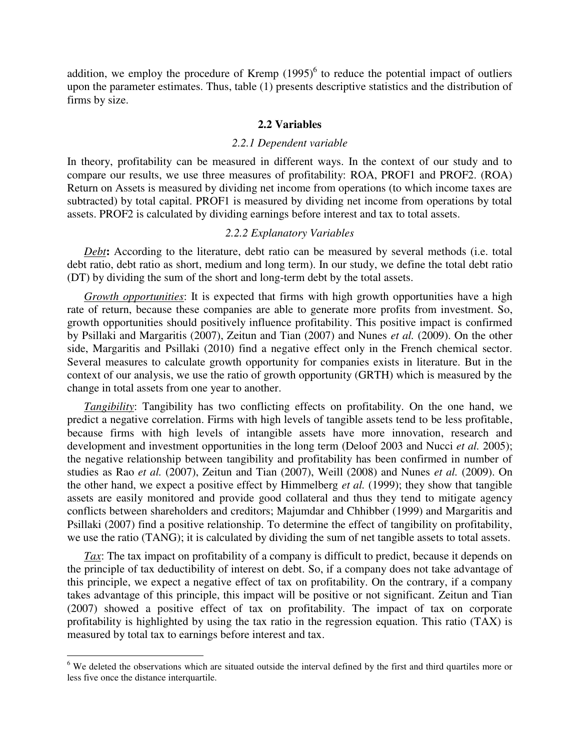addition, we employ the procedure of Kremp (1995)[6] to reduce the potential impact of outliers upon the parameter estimates. Thus, table (1) presents descriptive statistics and the distribution of firms by size.

## 2.2 Variables

### *2.2.1 Dependent variable*

In theory, profitability can be measured in different ways. In the context of our study and to compare our results, we use three measures of profitability: ROA, PROF1 and PROF2. (ROA) Return on Assets is measured by dividing net income from operations (to which income taxes are subtracted) by total capital. PROF1 is measured by dividing net income from operations by total assets. PROF2 is calculated by dividing earnings before interest and tax to total assets.

### *2.2.2 Explanatory Variables*

*Debt***:** According to the literature, debt ratio can be measured by several methods (i.e. total debt ratio, debt ratio as short, medium and long term). In our study, we define the total debt ratio (DT) by dividing the sum of the short and long-term debt by the total assets.

*Growth opportunities*: It is expected that firms with high growth opportunities have a high rate of return, because these companies are able to generate more profits from investment. So, growth opportunities should positively influence profitability. This positive impact is confirmed by Psillaki and Margaritis (2007), Zeitun and Tian (2007) and Nunes *et al.* (2009). On the other side, Margaritis and Psillaki (2010) find a negative effect only in the French chemical sector. Several measures to calculate growth opportunity for companies exists in literature. But in the context of our analysis, we use the ratio of growth opportunity (GRTH) which is measured by the change in total assets from one year to another.

*Tangibility*: Tangibility has two conflicting effects on profitability. On the one hand, we predict a negative correlation. Firms with high levels of tangible assets tend to be less profitable, because firms with high levels of intangible assets have more innovation, research and development and investment opportunities in the long term (Deloof 2003 and Nucci *et al.* 2005); the negative relationship between tangibility and profitability has been confirmed in number of studies as Rao *et al.* (2007), Zeitun and Tian (2007), Weill (2008) and Nunes *et al.* (2009). On the other hand, we expect a positive effect by Himmelberg *et al.* (1999); they show that tangible assets are easily monitored and provide good collateral and thus they tend to mitigate agency conflicts between shareholders and creditors; Majumdar and Chhibber (1999) and Margaritis and Psillaki (2007) find a positive relationship. To determine the effect of tangibility on profitability, we use the ratio (TANG); it is calculated by dividing the sum of net tangible assets to total assets.

*Tax*: The tax impact on profitability of a company is difficult to predict, because it depends on the principle of tax deductibility of interest on debt. So, if a company does not take advantage of this principle, we expect a negative effect of tax on profitability. On the contrary, if a company takes advantage of this principle, this impact will be positive or not significant. Zeitun and Tian (2007) showed a positive effect of tax on profitability. The impact of tax on corporate profitability is highlighted by using the tax ratio in the regression equation. This ratio (TAX) is measured by total tax to earnings before interest and tax.

---

[6] We deleted the observations which are situated outside the interval defined by the first and third quartiles more or less five once the distance interquartile.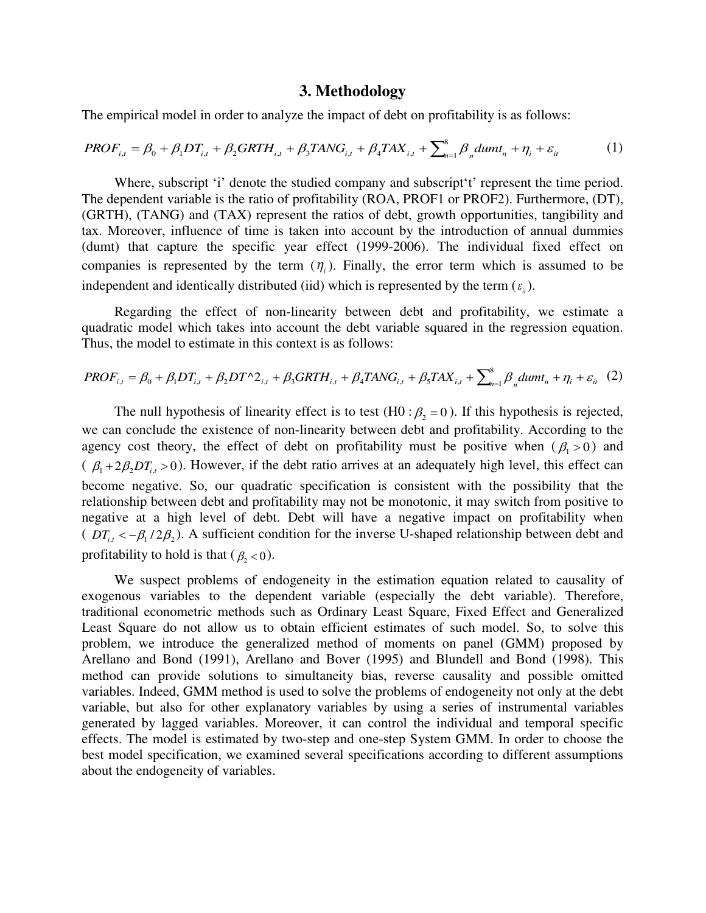# 3. Methodology

The empirical model in order to analyze the impact of debt on profitability is as follows:

$$PROF_{i,t} = \beta_0 + \beta_1 DT_{i,t} + \beta_2 GRTH_{i,t} + \beta_3 TANG_{i,t} + \beta_4 TAX_{i,t} + \sum_{n=1}^{8} \beta_n dumt_n + \eta_i + \varepsilon_{it} \quad (1)$$

Where, subscript 'i' denote the studied company and subscript't' represent the time period. The dependent variable is the ratio of profitability (ROA, PROF1 or PROF2). Furthermore, (DT), (GRTH), (TANG) and (TAX) represent the ratios of debt, growth opportunities, tangibility and tax. Moreover, influence of time is taken into account by the introduction of annual dummies (dumt) that capture the specific year effect (1999-2006). The individual fixed effect on companies is represented by the term ($\eta_i$). Finally, the error term which is assumed to be independent and identically distributed (iid) which is represented by the term ($\varepsilon_{it}$).

Regarding the effect of non-linearity between debt and profitability, we estimate a quadratic model which takes into account the debt variable squared in the regression equation. Thus, the model to estimate in this context is as follows:

$$PROF_{i,t} = \beta_0 + \beta_1 DT_{i,t} + \beta_2 DT^{\wedge}2_{i,t} + \beta_3 GRTH_{i,t} + \beta_4 TANG_{i,t} + \beta_5 TAX_{i,t} + \sum_{n=1}^{8} \beta_n dumt_n + \eta_i + \varepsilon_{it} \quad (2)$$

The null hypothesis of linearity effect is to test ($H0 : \beta_2 = 0$). If this hypothesis is rejected, we can conclude the existence of non-linearity between debt and profitability. According to the agency cost theory, the effect of debt on profitability must be positive when ($\beta_1 > 0$) and ($\beta_1 + 2\beta_2 DT_{i,t} > 0$). However, if the debt ratio arrives at an adequately high level, this effect can become negative. So, our quadratic specification is consistent with the possibility that the relationship between debt and profitability may not be monotonic, it may switch from positive to negative at a high level of debt. Debt will have a negative impact on profitability when ($DT_{i,t} < -\beta_1 / 2\beta_2$). A sufficient condition for the inverse U-shaped relationship between debt and profitability to hold is that ($\beta_2 < 0$).

We suspect problems of endogeneity in the estimation equation related to causality of exogenous variables to the dependent variable (especially the debt variable). Therefore, traditional econometric methods such as Ordinary Least Square, Fixed Effect and Generalized Least Square do not allow us to obtain efficient estimates of such model. So, to solve this problem, we introduce the generalized method of moments on panel (GMM) proposed by Arellano and Bond (1991), Arellano and Bover (1995) and Blundell and Bond (1998). This method can provide solutions to simultaneity bias, reverse causality and possible omitted variables. Indeed, GMM method is used to solve the problems of endogeneity not only at the debt variable, but also for other explanatory variables by using a series of instrumental variables generated by lagged variables. Moreover, it can control the individual and temporal specific effects. The model is estimated by two-step and one-step System GMM. In order to choose the best model specification, we examined several specifications according to different assumptions about the endogeneity of variables.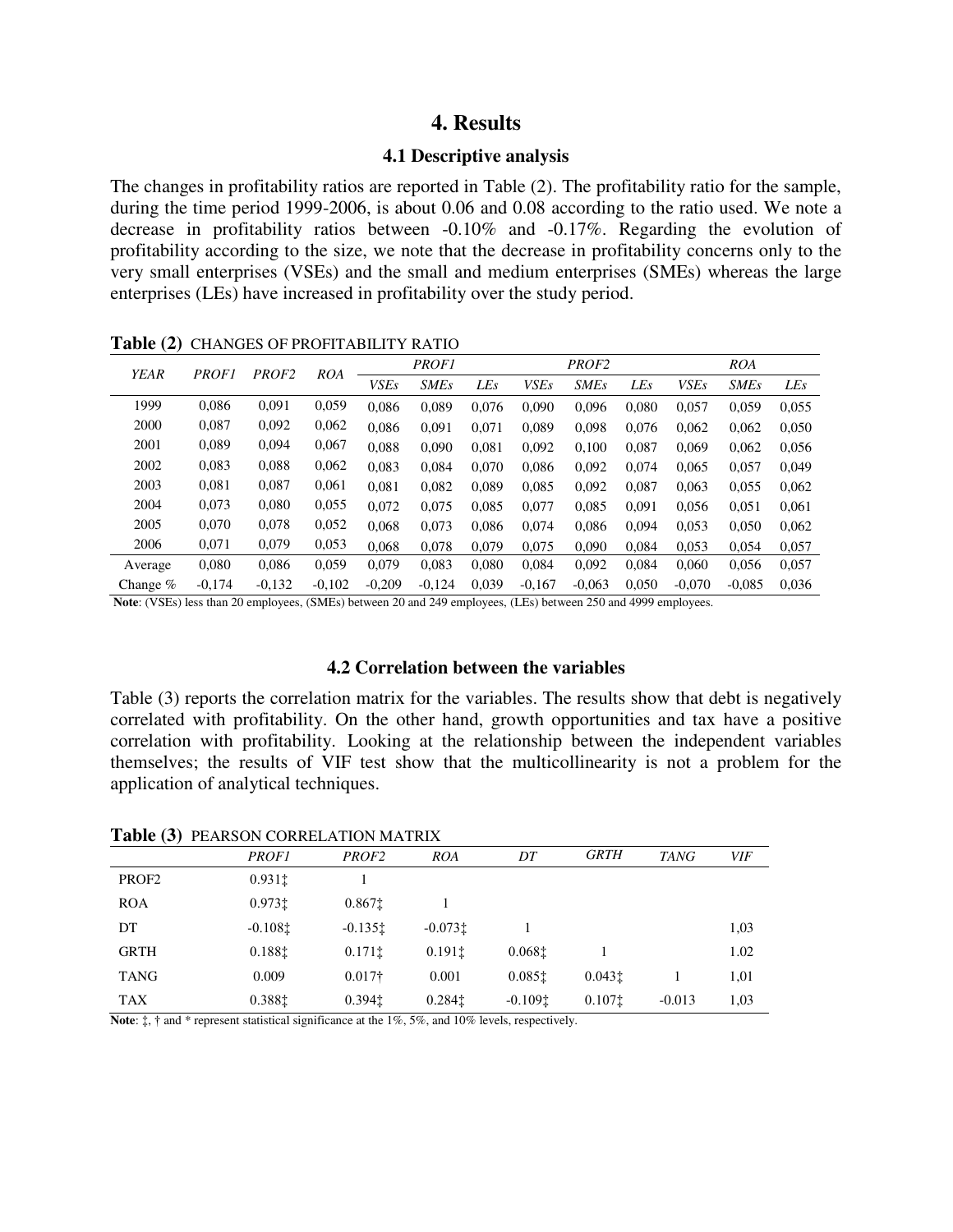# 4. Results

## 4.1 Descriptive analysis

The changes in profitability ratios are reported in Table (2). The profitability ratio for the sample, during the time period 1999-2006, is about 0.06 and 0.08 according to the ratio used. We note a decrease in profitability ratios between -0.10% and -0.17%. Regarding the evolution of profitability according to the size, we note that the decrease in profitability concerns only to the very small enterprises (VSEs) and the small and medium enterprises (SMEs) whereas the large enterprises (LEs) have increased in profitability over the study period.

**Table (2)** CHANGES OF PROFITABILITY RATIO

| *YEAR* | *PROF1* | *PROF2* | *ROA* | *PROF1* | | | *PROF2* | | | *ROA* | | |
|---|---|---|---|---|---|---|---|---|---|---|---|---|
| | | | | *VSEs* | *SMEs* | *LEs* | *VSEs* | *SMEs* | *LEs* | *VSEs* | *SMEs* | *LEs* |
| 1999 | 0,086 | 0,091 | 0,059 | 0,086 | 0,089 | 0,076 | 0,090 | 0,096 | 0,080 | 0,057 | 0,059 | 0,055 |
| 2000 | 0,087 | 0,092 | 0,062 | 0,086 | 0,091 | 0,071 | 0,089 | 0,098 | 0,076 | 0,062 | 0,062 | 0,050 |
| 2001 | 0,089 | 0,094 | 0,067 | 0,088 | 0,090 | 0,081 | 0,092 | 0,100 | 0,087 | 0,069 | 0,062 | 0,056 |
| 2002 | 0,083 | 0,088 | 0,062 | 0,083 | 0,084 | 0,070 | 0,086 | 0,092 | 0,074 | 0,065 | 0,057 | 0,049 |
| 2003 | 0,081 | 0,087 | 0,061 | 0,081 | 0,082 | 0,089 | 0,085 | 0,092 | 0,087 | 0,063 | 0,055 | 0,062 |
| 2004 | 0,073 | 0,080 | 0,055 | 0,072 | 0,075 | 0,085 | 0,077 | 0,085 | 0,091 | 0,056 | 0,051 | 0,061 |
| 2005 | 0,070 | 0,078 | 0,052 | 0,068 | 0,073 | 0,086 | 0,074 | 0,086 | 0,094 | 0,053 | 0,050 | 0,062 |
| 2006 | 0,071 | 0,079 | 0,053 | 0,068 | 0,078 | 0,079 | 0,075 | 0,090 | 0,084 | 0,053 | 0,054 | 0,057 |
| Average | 0,080 | 0,086 | 0,059 | 0,079 | 0,083 | 0,080 | 0,084 | 0,092 | 0,084 | 0,060 | 0,056 | 0,057 |
| Change % | -0,174 | -0,132 | -0,102 | -0,209 | -0,124 | 0,039 | -0,167 | -0,063 | 0,050 | -0,070 | -0,085 | 0,036 |

**Note**: (VSEs) less than 20 employees, (SMEs) between 20 and 249 employees, (LEs) between 250 and 4999 employees.

## 4.2 Correlation between the variables

Table (3) reports the correlation matrix for the variables. The results show that debt is negatively correlated with profitability. On the other hand, growth opportunities and tax have a positive correlation with profitability. Looking at the relationship between the independent variables themselves; the results of VIF test show that the multicollinearity is not a problem for the application of analytical techniques.

**Table (3)** PEARSON CORRELATION MATRIX

| | *PROF1* | *PROF2* | *ROA* | *DT* | *GRTH* | *TANG* | *VIF* |
|---|---|---|---|---|---|---|---|
| PROF2 | 0.931‡ | 1 | | | | | |
| ROA | 0.973‡ | 0.867‡ | 1 | | | | |
| DT | -0.108‡ | -0.135‡ | -0.073‡ | 1 | | | 1,03 |
| GRTH | 0.188‡ | 0.171‡ | 0.191‡ | 0.068‡ | 1 | | 1.02 |
| TANG | 0.009 | 0.017† | 0.001 | 0.085‡ | 0.043‡ | 1 | 1,01 |
| TAX | 0.388‡ | 0.394‡ | 0.284‡ | -0.109‡ | 0.107‡ | -0.013 | 1,03 |

**Note**: ‡, † and * represent statistical significance at the 1%, 5%, and 10% levels, respectively.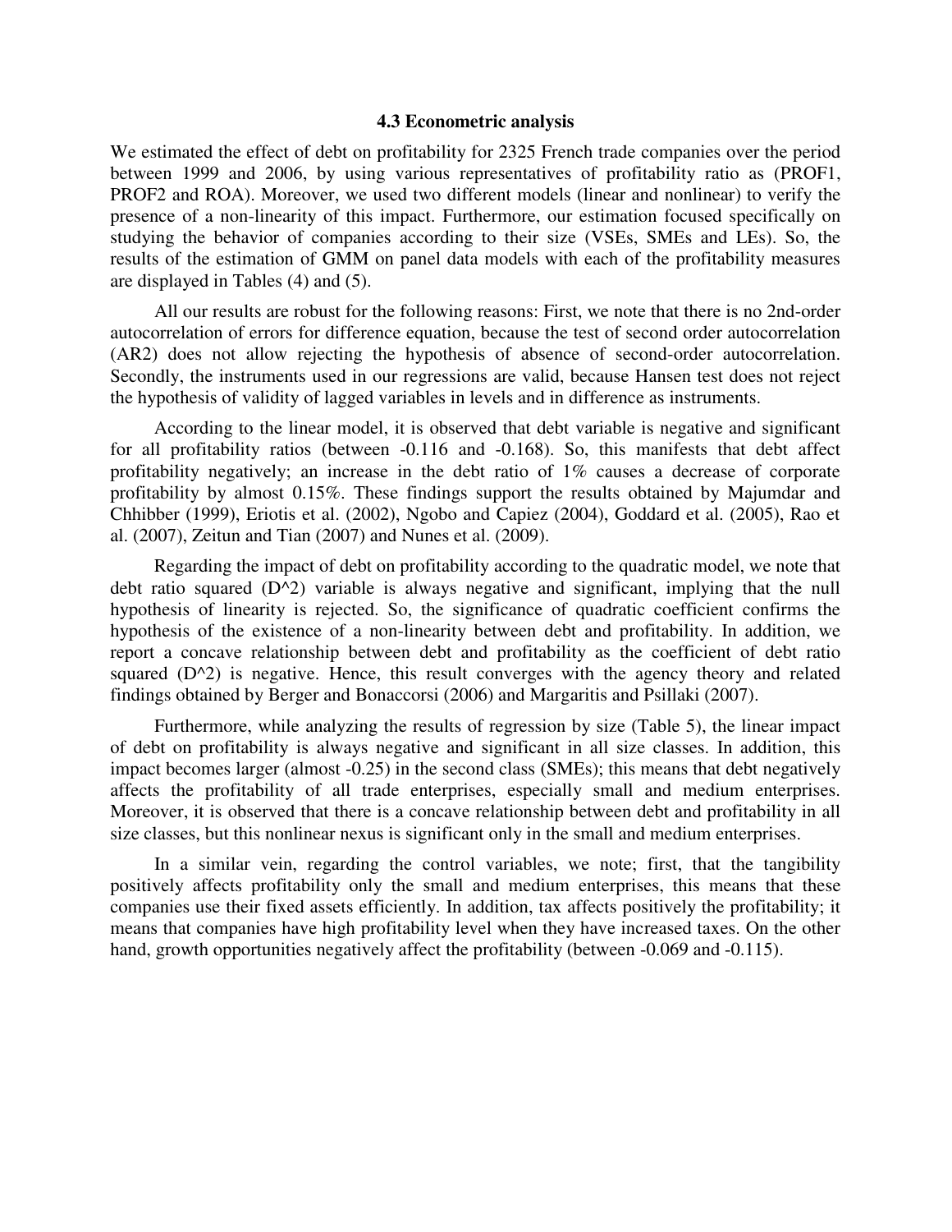### 4.3 Econometric analysis

We estimated the effect of debt on profitability for 2325 French trade companies over the period between 1999 and 2006, by using various representatives of profitability ratio as (PROF1, PROF2 and ROA). Moreover, we used two different models (linear and nonlinear) to verify the presence of a non-linearity of this impact. Furthermore, our estimation focused specifically on studying the behavior of companies according to their size (VSEs, SMEs and LEs). So, the results of the estimation of GMM on panel data models with each of the profitability measures are displayed in Tables (4) and (5).

All our results are robust for the following reasons: First, we note that there is no 2nd-order autocorrelation of errors for difference equation, because the test of second order autocorrelation (AR2) does not allow rejecting the hypothesis of absence of second-order autocorrelation. Secondly, the instruments used in our regressions are valid, because Hansen test does not reject the hypothesis of validity of lagged variables in levels and in difference as instruments.

According to the linear model, it is observed that debt variable is negative and significant for all profitability ratios (between -0.116 and -0.168). So, this manifests that debt affect profitability negatively; an increase in the debt ratio of 1% causes a decrease of corporate profitability by almost 0.15%. These findings support the results obtained by Majumdar and Chhibber (1999), Eriotis et al. (2002), Ngobo and Capiez (2004), Goddard et al. (2005), Rao et al. (2007), Zeitun and Tian (2007) and Nunes et al. (2009).

Regarding the impact of debt on profitability according to the quadratic model, we note that debt ratio squared (D^2) variable is always negative and significant, implying that the null hypothesis of linearity is rejected. So, the significance of quadratic coefficient confirms the hypothesis of the existence of a non-linearity between debt and profitability. In addition, we report a concave relationship between debt and profitability as the coefficient of debt ratio squared (D^2) is negative. Hence, this result converges with the agency theory and related findings obtained by Berger and Bonaccorsi (2006) and Margaritis and Psillaki (2007).

Furthermore, while analyzing the results of regression by size (Table 5), the linear impact of debt on profitability is always negative and significant in all size classes. In addition, this impact becomes larger (almost -0.25) in the second class (SMEs); this means that debt negatively affects the profitability of all trade enterprises, especially small and medium enterprises. Moreover, it is observed that there is a concave relationship between debt and profitability in all size classes, but this nonlinear nexus is significant only in the small and medium enterprises.

In a similar vein, regarding the control variables, we note; first, that the tangibility positively affects profitability only the small and medium enterprises, this means that these companies use their fixed assets efficiently. In addition, tax affects positively the profitability; it means that companies have high profitability level when they have increased taxes. On the other hand, growth opportunities negatively affect the profitability (between -0.069 and -0.115).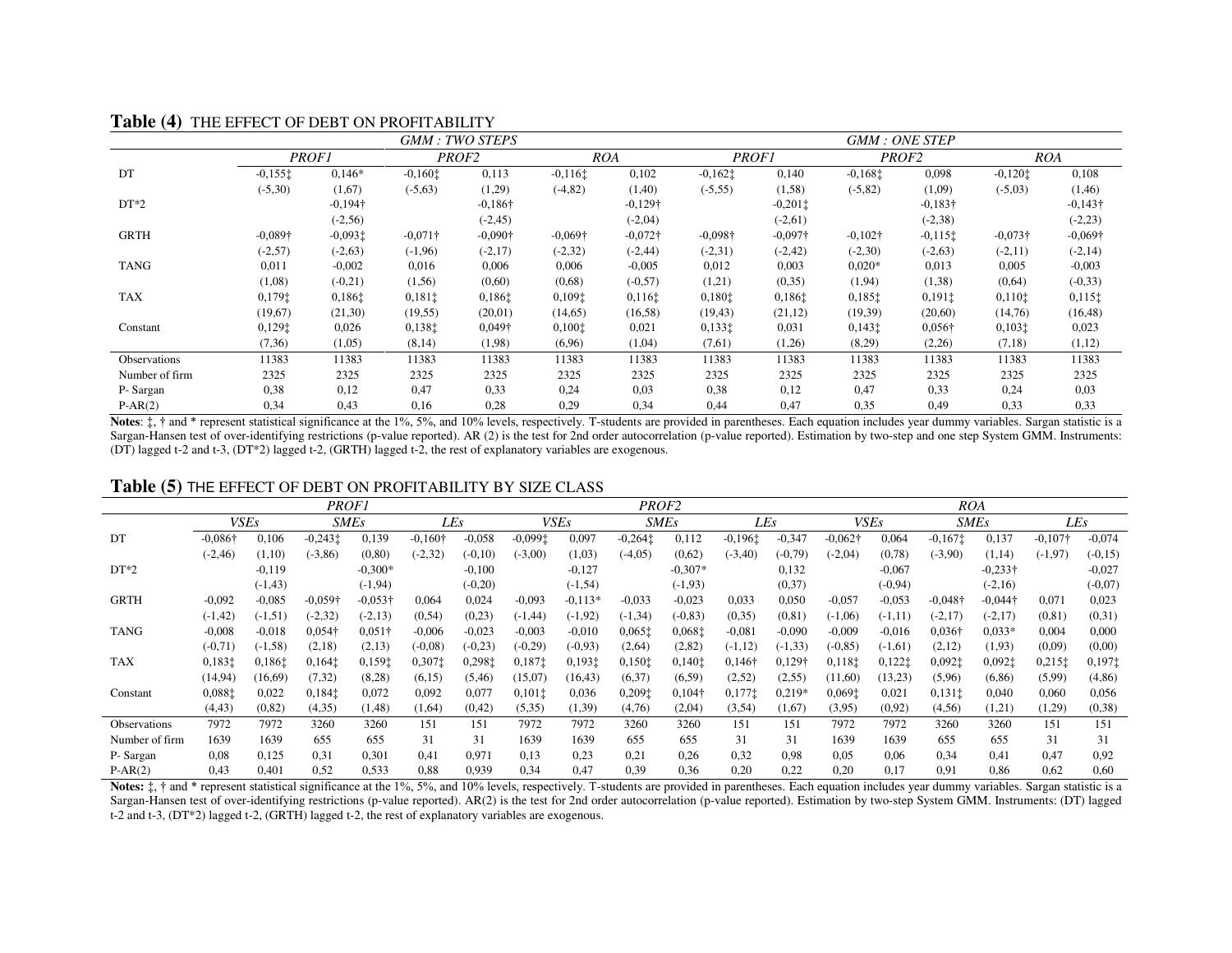**Table (4)** THE EFFECT OF DEBT ON PROFITABILITY

| | GMM : TWO STEPS | | | | | | GMM : ONE STEP | | | | | |
|---|---|---|---|---|---|---|---|---|---|---|---|---|
| | PROF1 | | PROF2 | | ROA | | PROF1 | | PROF2 | | ROA | |
| DT | -0,155‡ | 0,146* | -0,160‡ | 0,113 | -0,116‡ | 0,102 | -0,162‡ | 0,140 | -0,168‡ | 0,098 | -0,120‡ | 0,108 |
| | (-5,30) | (1,67) | (-5,63) | (1,29) | (-4,82) | (1,40) | (-5,55) | (1,58) | (-5,82) | (1,09) | (-5,03) | (1,46) |
| DT*2 | | -0,194† | | -0,186† | | -0,129† | | -0,201‡ | | -0,183† | | -0,143† |
| | | (-2,56) | | (-2,45) | | (-2,04) | | (-2,61) | | (-2,38) | | (-2,23) |
| GRTH | -0,089† | -0,093‡ | -0,071† | -0,090† | -0,069† | -0,072† | -0,098† | -0,097† | -0,102† | -0,115‡ | -0,073† | -0,069† |
| | (-2,57) | (-2,63) | (-1,96) | (-2,17) | (-2,32) | (-2,44) | (-2,31) | (-2,42) | (-2,30) | (-2,63) | (-2,11) | (-2,14) |
| TANG | 0,011 | -0,002 | 0,016 | 0,006 | 0,006 | -0,005 | 0,012 | 0,003 | 0,020* | 0,013 | 0,005 | -0,003 |
| | (1,08) | (-0,21) | (1,56) | (0,60) | (0,68) | (-0,57) | (1,21) | (0,35) | (1,94) | (1,38) | (0,64) | (-0,33) |
| TAX | 0,179‡ | 0,186‡ | 0,181‡ | 0,186‡ | 0,109‡ | 0,116‡ | 0,180‡ | 0,186‡ | 0,185‡ | 0,191‡ | 0,110‡ | 0,115‡ |
| | (19,67) | (21,30) | (19,55) | (20,01) | (14,65) | (16,58) | (19,43) | (21,12) | (19,39) | (20,60) | (14,76) | (16,48) |
| Constant | 0,129‡ | 0,026 | 0,138‡ | 0,049† | 0,100‡ | 0,021 | 0,133‡ | 0,031 | 0,143‡ | 0,056† | 0,103‡ | 0,023 |
| | (7,36) | (1,05) | (8,14) | (1,98) | (6,96) | (1,04) | (7,61) | (1,26) | (8,29) | (2,26) | (7,18) | (1,12) |
| Observations | 11383 | 11383 | 11383 | 11383 | 11383 | 11383 | 11383 | 11383 | 11383 | 11383 | 11383 | 11383 |
| Number of firm | 2325 | 2325 | 2325 | 2325 | 2325 | 2325 | 2325 | 2325 | 2325 | 2325 | 2325 | 2325 |
| P- Sargan | 0,38 | 0,12 | 0,47 | 0,33 | 0,24 | 0,03 | 0,38 | 0,12 | 0,47 | 0,33 | 0,24 | 0,03 |
| P-AR(2) | 0,34 | 0,43 | 0,16 | 0,28 | 0,29 | 0,34 | 0,44 | 0,47 | 0,35 | 0,49 | 0,33 | 0,33 |

**Notes**: ‡, † and * represent statistical significance at the 1%, 5%, and 10% levels, respectively. T-students are provided in parentheses. Each equation includes year dummy variables. Sargan statistic is a Sargan-Hansen test of over-identifying restrictions (p-value reported). AR (2) is the test for 2nd order autocorrelation (p-value reported). Estimation by two-step and one step System GMM. Instruments: (DT) lagged t-2 and t-3, (DT*2) lagged t-2, (GRTH) lagged t-2, the rest of explanatory variables are exogenous.

**Table (5)** THE EFFECT OF DEBT ON PROFITABILITY BY SIZE CLASS

| | PROF1 | | | | | | PROF2 | | | | | | ROA | | | | | |
|---|---|---|---|---|---|---|---|---|---|---|---|---|---|---|---|---|---|---|
| | VSEs | | SMEs | | LEs | | VSEs | | SMEs | | LEs | | VSEs | | SMEs | | LEs | |
| DT | -0,086† | 0,106 | -0,243‡ | 0,139 | -0,160† | -0,058 | -0,099‡ | 0,097 | -0,264‡ | 0,112 | -0,196‡ | -0,347 | -0,062† | 0,064 | -0,167‡ | 0,137 | -0,107† | -0,074 |
| | (-2,46) | (1,10) | (-3,86) | (0,80) | (-2,32) | (-0,10) | (-3,00) | (1,03) | (-4,05) | (0,62) | (-3,40) | (-0,79) | (-2,04) | (0,78) | (-3,90) | (1,14) | (-1,97) | (-0,15) |
| DT*2 | | -0,119 | | -0,300* | | -0,100 | | -0,127 | | -0,307* | | 0,132 | | -0,067 | | -0,233† | | -0,027 |
| | | (-1,43) | | (-1,94) | | (-0,20) | | (-1,54) | | (-1,93) | | (0,37) | | (-0,94) | | (-2,16) | | (-0,07) |
| GRTH | -0,092 | -0,085 | -0,059† | -0,053† | 0,064 | 0,024 | -0,093 | -0,113* | -0,033 | -0,023 | 0,033 | 0,050 | -0,057 | -0,053 | -0,048† | -0,044† | 0,071 | 0,023 |
| | (-1,42) | (-1,51) | (-2,32) | (-2,13) | (0,54) | (0,23) | (-1,44) | (-1,92) | (-1,34) | (-0,83) | (0,35) | (0,81) | (-1,06) | (-1,11) | (-2,17) | (-2,17) | (0,81) | (0,31) |
| TANG | -0,008 | -0,018 | 0,054† | 0,051† | -0,006 | -0,023 | -0,003 | -0,010 | 0,065‡ | 0,068‡ | -0,081 | -0,090 | -0,009 | -0,016 | 0,036† | 0,033* | 0,004 | 0,000 |
| | (-0,71) | (-1,58) | (2,18) | (2,13) | (-0,08) | (-0,23) | (-0,29) | (-0,93) | (2,64) | (2,82) | (-1,12) | (-1,33) | (-0,85) | (-1,61) | (2,12) | (1,93) | (0,09) | (0,00) |
| TAX | 0,183‡ | 0,186‡ | 0,164‡ | 0,159‡ | 0,307‡ | 0,298‡ | 0,187‡ | 0,193‡ | 0,150‡ | 0,140‡ | 0,146† | 0,129† | 0,118‡ | 0,122‡ | 0,092‡ | 0,092‡ | 0,215‡ | 0,197‡ |
| | (14,94) | (16,69) | (7,32) | (8,28) | (6,15) | (5,46) | (15,07) | (16,43) | (6,37) | (6,59) | (2,52) | (2,55) | (11,60) | (13,23) | (5,96) | (6,86) | (5,99) | (4,86) |
| Constant | 0,088‡ | 0,022 | 0,184‡ | 0,072 | 0,092 | 0,077 | 0,101‡ | 0,036 | 0,209‡ | 0,104† | 0,177‡ | 0,219* | 0,069‡ | 0,021 | 0,131‡ | 0,040 | 0,060 | 0,056 |
| | (4,43) | (0,82) | (4,35) | (1,48) | (1,64) | (0,42) | (5,35) | (1,39) | (4,76) | (2,04) | (3,54) | (1,67) | (3,95) | (0,92) | (4,56) | (1,21) | (1,29) | (0,38) |
| Observations | 7972 | 7972 | 3260 | 3260 | 151 | 151 | 7972 | 7972 | 3260 | 3260 | 151 | 151 | 7972 | 7972 | 3260 | 3260 | 151 | 151 |
| Number of firm | 1639 | 1639 | 655 | 655 | 31 | 31 | 1639 | 1639 | 655 | 655 | 31 | 31 | 1639 | 1639 | 655 | 655 | 31 | 31 |
| P- Sargan | 0,08 | 0,125 | 0,31 | 0,301 | 0,41 | 0,971 | 0,13 | 0,23 | 0,21 | 0,26 | 0,32 | 0,98 | 0,05 | 0,06 | 0,34 | 0,41 | 0,47 | 0,92 |
| P-AR(2) | 0,43 | 0,401 | 0,52 | 0,533 | 0,88 | 0,939 | 0,34 | 0,47 | 0,39 | 0,36 | 0,20 | 0,22 | 0,20 | 0,17 | 0,91 | 0,86 | 0,62 | 0,60 |

**Notes:** ‡, † and * represent statistical significance at the 1%, 5%, and 10% levels, respectively. T-students are provided in parentheses. Each equation includes year dummy variables. Sargan statistic is a Sargan-Hansen test of over-identifying restrictions (p-value reported). AR(2) is the test for 2nd order autocorrelation (p-value reported). Estimation by two-step System GMM. Instruments: (DT) lagged t-2 and t-3, (DT*2) lagged t-2, (GRTH) lagged t-2, the rest of explanatory variables are exogenous.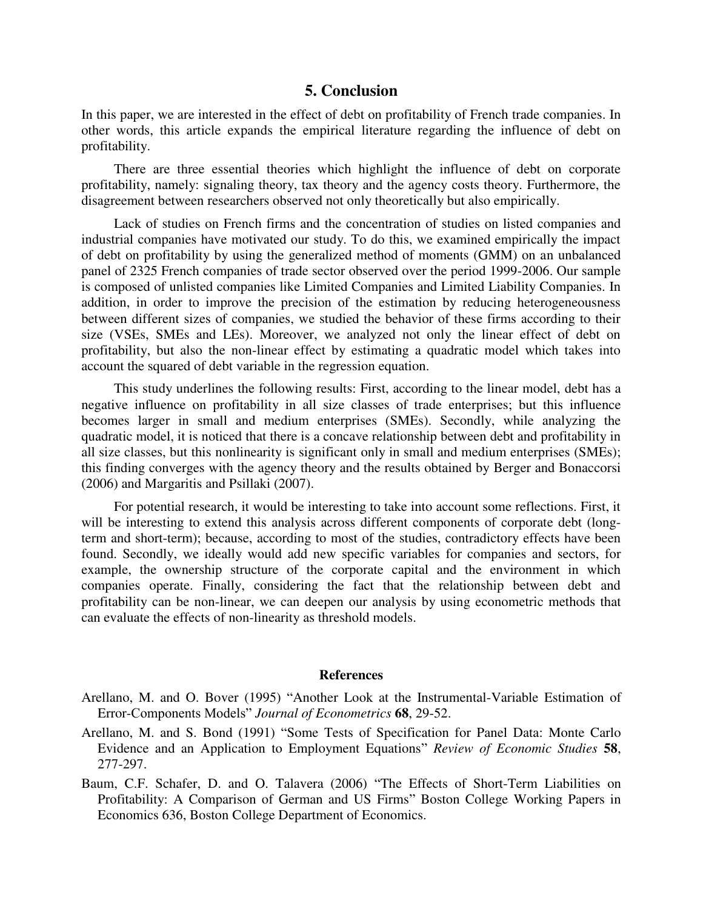## 5. Conclusion

In this paper, we are interested in the effect of debt on profitability of French trade companies. In other words, this article expands the empirical literature regarding the influence of debt on profitability.

There are three essential theories which highlight the influence of debt on corporate profitability, namely: signaling theory, tax theory and the agency costs theory. Furthermore, the disagreement between researchers observed not only theoretically but also empirically.

Lack of studies on French firms and the concentration of studies on listed companies and industrial companies have motivated our study. To do this, we examined empirically the impact of debt on profitability by using the generalized method of moments (GMM) on an unbalanced panel of 2325 French companies of trade sector observed over the period 1999-2006. Our sample is composed of unlisted companies like Limited Companies and Limited Liability Companies. In addition, in order to improve the precision of the estimation by reducing heterogeneousness between different sizes of companies, we studied the behavior of these firms according to their size (VSEs, SMEs and LEs). Moreover, we analyzed not only the linear effect of debt on profitability, but also the non-linear effect by estimating a quadratic model which takes into account the squared of debt variable in the regression equation.

This study underlines the following results: First, according to the linear model, debt has a negative influence on profitability in all size classes of trade enterprises; but this influence becomes larger in small and medium enterprises (SMEs). Secondly, while analyzing the quadratic model, it is noticed that there is a concave relationship between debt and profitability in all size classes, but this nonlinearity is significant only in small and medium enterprises (SMEs); this finding converges with the agency theory and the results obtained by Berger and Bonaccorsi (2006) and Margaritis and Psillaki (2007).

For potential research, it would be interesting to take into account some reflections. First, it will be interesting to extend this analysis across different components of corporate debt (long-term and short-term); because, according to most of the studies, contradictory effects have been found. Secondly, we ideally would add new specific variables for companies and sectors, for example, the ownership structure of the corporate capital and the environment in which companies operate. Finally, considering the fact that the relationship between debt and profitability can be non-linear, we can deepen our analysis by using econometric methods that can evaluate the effects of non-linearity as threshold models.

### References

Arellano, M. and O. Bover (1995) "Another Look at the Instrumental-Variable Estimation of Error-Components Models" *Journal of Econometrics* **68**, 29-52.

Arellano, M. and S. Bond (1991) "Some Tests of Specification for Panel Data: Monte Carlo Evidence and an Application to Employment Equations" *Review of Economic Studies* **58**, 277-297.

Baum, C.F. Schafer, D. and O. Talavera (2006) "The Effects of Short-Term Liabilities on Profitability: A Comparison of German and US Firms" Boston College Working Papers in Economics 636, Boston College Department of Economics.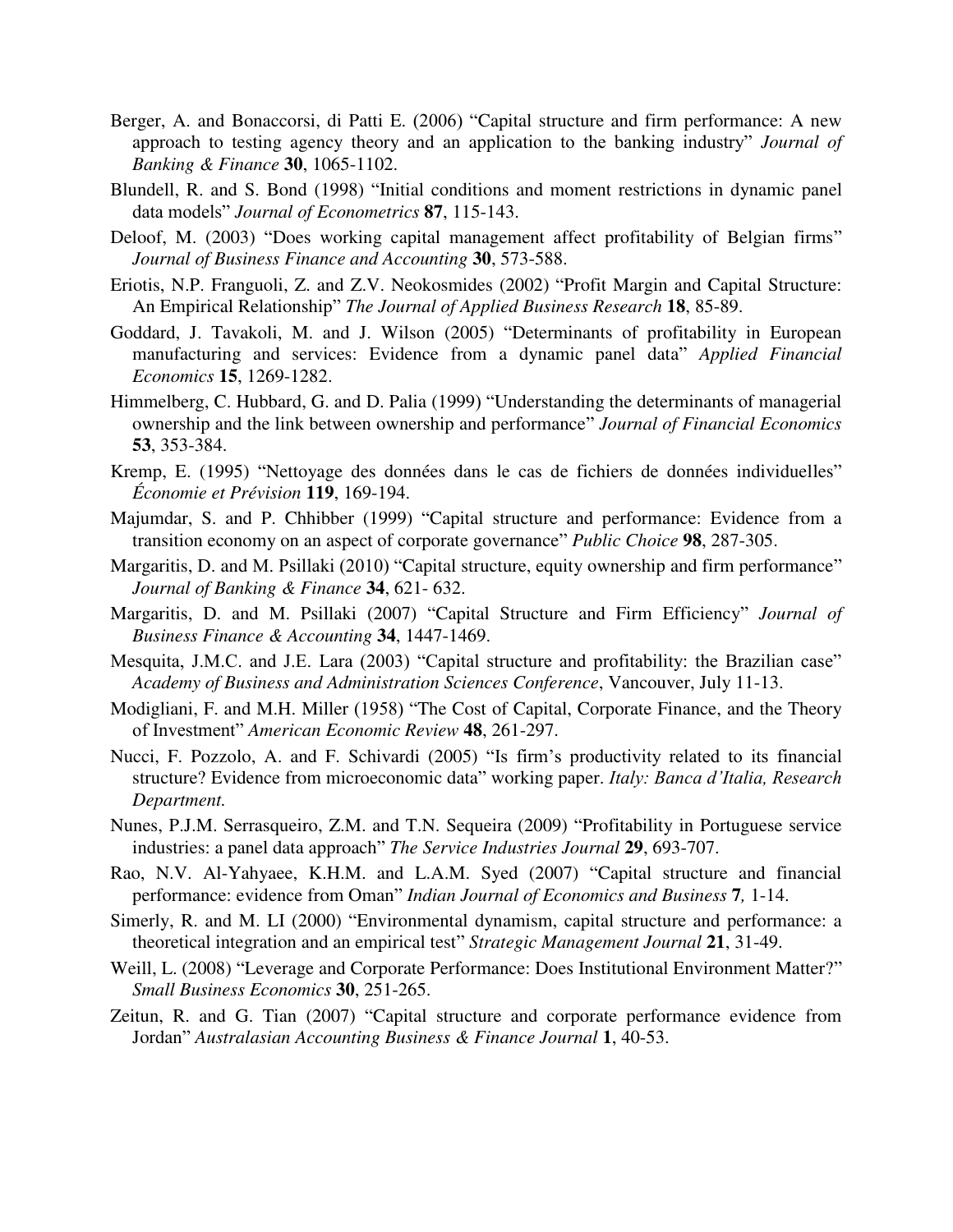Berger, A. and Bonaccorsi, di Patti E. (2006) "Capital structure and firm performance: A new approach to testing agency theory and an application to the banking industry" *Journal of Banking & Finance* **30**, 1065-1102.

Blundell, R. and S. Bond (1998) "Initial conditions and moment restrictions in dynamic panel data models" *Journal of Econometrics* **87**, 115-143.

Deloof, M. (2003) "Does working capital management affect profitability of Belgian firms" *Journal of Business Finance and Accounting* **30**, 573-588.

Eriotis, N.P. Franguoli, Z. and Z.V. Neokosmides (2002) "Profit Margin and Capital Structure: An Empirical Relationship" *The Journal of Applied Business Research* **18**, 85-89.

Goddard, J. Tavakoli, M. and J. Wilson (2005) "Determinants of profitability in European manufacturing and services: Evidence from a dynamic panel data" *Applied Financial Economics* **15**, 1269-1282.

Himmelberg, C. Hubbard, G. and D. Palia (1999) "Understanding the determinants of managerial ownership and the link between ownership and performance" *Journal of Financial Economics* **53**, 353-384.

Kremp, E. (1995) "Nettoyage des données dans le cas de fichiers de données individuelles" *Économie et Prévision* **119**, 169-194.

Majumdar, S. and P. Chhibber (1999) "Capital structure and performance: Evidence from a transition economy on an aspect of corporate governance" *Public Choice* **98**, 287-305.

Margaritis, D. and M. Psillaki (2010) "Capital structure, equity ownership and firm performance" *Journal of Banking & Finance* **34**, 621- 632.

Margaritis, D. and M. Psillaki (2007) "Capital Structure and Firm Efficiency" *Journal of Business Finance & Accounting* **34**, 1447-1469.

Mesquita, J.M.C. and J.E. Lara (2003) "Capital structure and profitability: the Brazilian case" *Academy of Business and Administration Sciences Conference*, Vancouver, July 11-13.

Modigliani, F. and M.H. Miller (1958) "The Cost of Capital, Corporate Finance, and the Theory of Investment" *American Economic Review* **48**, 261-297.

Nucci, F. Pozzolo, A. and F. Schivardi (2005) "Is firm's productivity related to its financial structure? Evidence from microeconomic data" working paper. *Italy: Banca d'Italia, Research Department.*

Nunes, P.J.M. Serrasqueiro, Z.M. and T.N. Sequeira (2009) "Profitability in Portuguese service industries: a panel data approach" *The Service Industries Journal* **29**, 693-707.

Rao, N.V. Al-Yahyaee, K.H.M. and L.A.M. Syed (2007) "Capital structure and financial performance: evidence from Oman" *Indian Journal of Economics and Business* **7***,* 1-14.

Simerly, R. and M. LI (2000) "Environmental dynamism, capital structure and performance: a theoretical integration and an empirical test" *Strategic Management Journal* **21**, 31-49.

Weill, L. (2008) "Leverage and Corporate Performance: Does Institutional Environment Matter?" *Small Business Economics* **30**, 251-265.

Zeitun, R. and G. Tian (2007) "Capital structure and corporate performance evidence from Jordan" *Australasian Accounting Business & Finance Journal* **1**, 40-53.